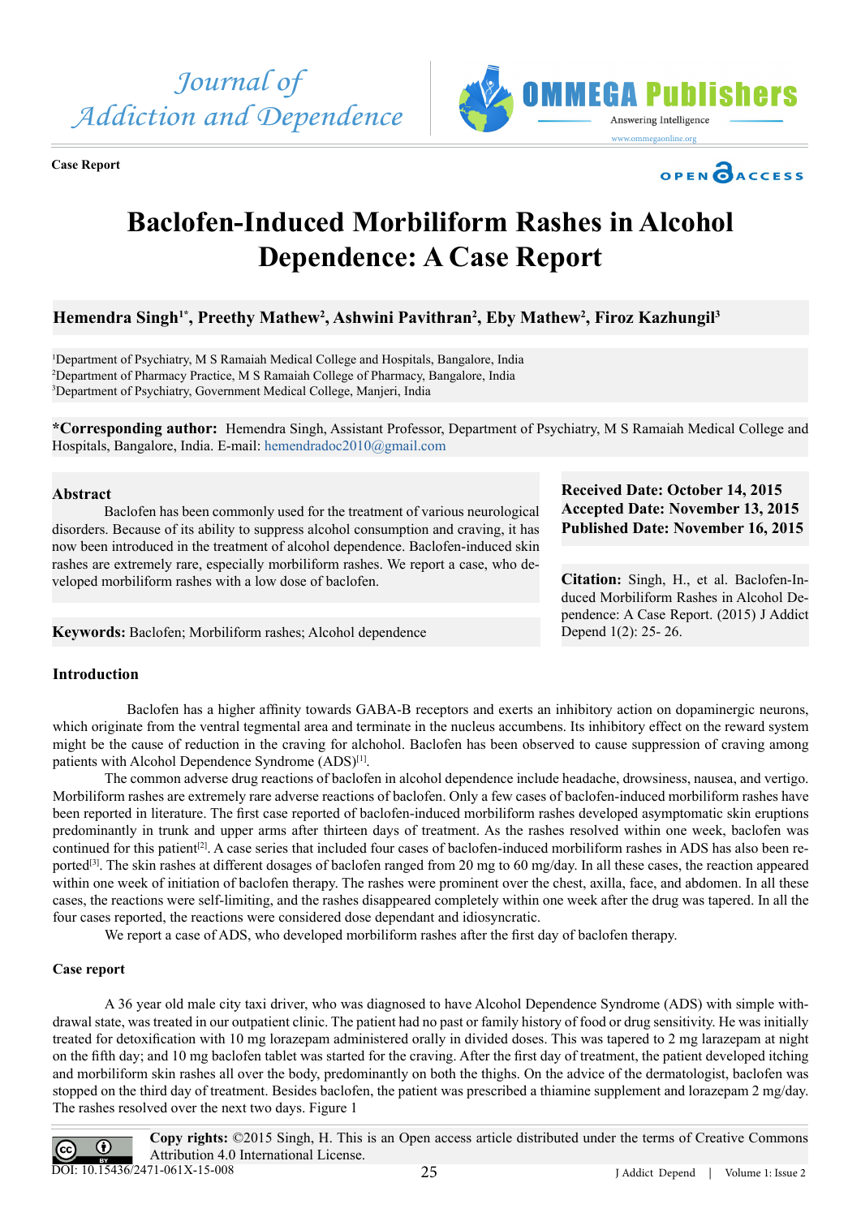Case Report

# Baclofen-Induced Morbiliform Rashes in Alcohol Dependence: A Case Report

**Hemendra Singh[1*], Preethy Mathew[2], Ashwini Pavithran[2], Eby Mathew[2], Firoz Kazhungil[3]**

[1]Department of Psychiatry, M S Ramaiah Medical College and Hospitals, Bangalore, India
[2]Department of Pharmacy Practice, M S Ramaiah College of Pharmacy, Bangalore, India
[3]Department of Psychiatry, Government Medical College, Manjeri, India

**\*Corresponding author:** Hemendra Singh, Assistant Professor, Department of Psychiatry, M S Ramaiah Medical College and Hospitals, Bangalore, India. E-mail: hemendradoc2010@gmail.com

**Received Date: October 14, 2015**
**Accepted Date: November 13, 2015**
**Published Date: November 16, 2015**

**Citation:** Singh, H., et al. Baclofen-Induced Morbiliform Rashes in Alcohol Dependence: A Case Report. (2015) J Addict Depend 1(2): 25- 26.

## Abstract

Baclofen has been commonly used for the treatment of various neurological disorders. Because of its ability to suppress alcohol consumption and craving, it has now been introduced in the treatment of alcohol dependence. Baclofen-induced skin rashes are extremely rare, especially morbiliform rashes. We report a case, who developed morbiliform rashes with a low dose of baclofen.

**Keywords:** Baclofen; Morbiliform rashes; Alcohol dependence

## Introduction

Baclofen has a higher affinity towards GABA-B receptors and exerts an inhibitory action on dopaminergic neurons, which originate from the ventral tegmental area and terminate in the nucleus accumbens. Its inhibitory effect on the reward system might be the cause of reduction in the craving for alchohol. Baclofen has been observed to cause suppression of craving among patients with Alcohol Dependence Syndrome (ADS)[1].

The common adverse drug reactions of baclofen in alcohol dependence include headache, drowsiness, nausea, and vertigo. Morbiliform rashes are extremely rare adverse reactions of baclofen. Only a few cases of baclofen-induced morbiliform rashes have been reported in literature. The first case reported of baclofen-induced morbiliform rashes developed asymptomatic skin eruptions predominantly in trunk and upper arms after thirteen days of treatment. As the rashes resolved within one week, baclofen was continued for this patient[2]. A case series that included four cases of baclofen-induced morbiliform rashes in ADS has also been reported[3]. The skin rashes at different dosages of baclofen ranged from 20 mg to 60 mg/day. In all these cases, the reaction appeared within one week of initiation of baclofen therapy. The rashes were prominent over the chest, axilla, face, and abdomen. In all these cases, the reactions were self-limiting, and the rashes disappeared completely within one week after the drug was tapered. In all the four cases reported, the reactions were considered dose dependant and idiosyncratic.

We report a case of ADS, who developed morbiliform rashes after the first day of baclofen therapy.

## Case report

A 36 year old male city taxi driver, who was diagnosed to have Alcohol Dependence Syndrome (ADS) with simple withdrawal state, was treated in our outpatient clinic. The patient had no past or family history of food or drug sensitivity. He was initially treated for detoxification with 10 mg lorazepam administered orally in divided doses. This was tapered to 2 mg larazepam at night on the fifth day; and 10 mg baclofen tablet was started for the craving. After the first day of treatment, the patient developed itching and morbiliform skin rashes all over the body, predominantly on both the thighs. On the advice of the dermatologist, baclofen was stopped on the third day of treatment. Besides baclofen, the patient was prescribed a thiamine supplement and lorazepam 2 mg/day. The rashes resolved over the next two days. Figure 1

**Copy rights:** ©2015 Singh, H. This is an Open access article distributed under the terms of Creative Commons Attribution 4.0 International License.

DOI: 10.15436/2471-061X-15-008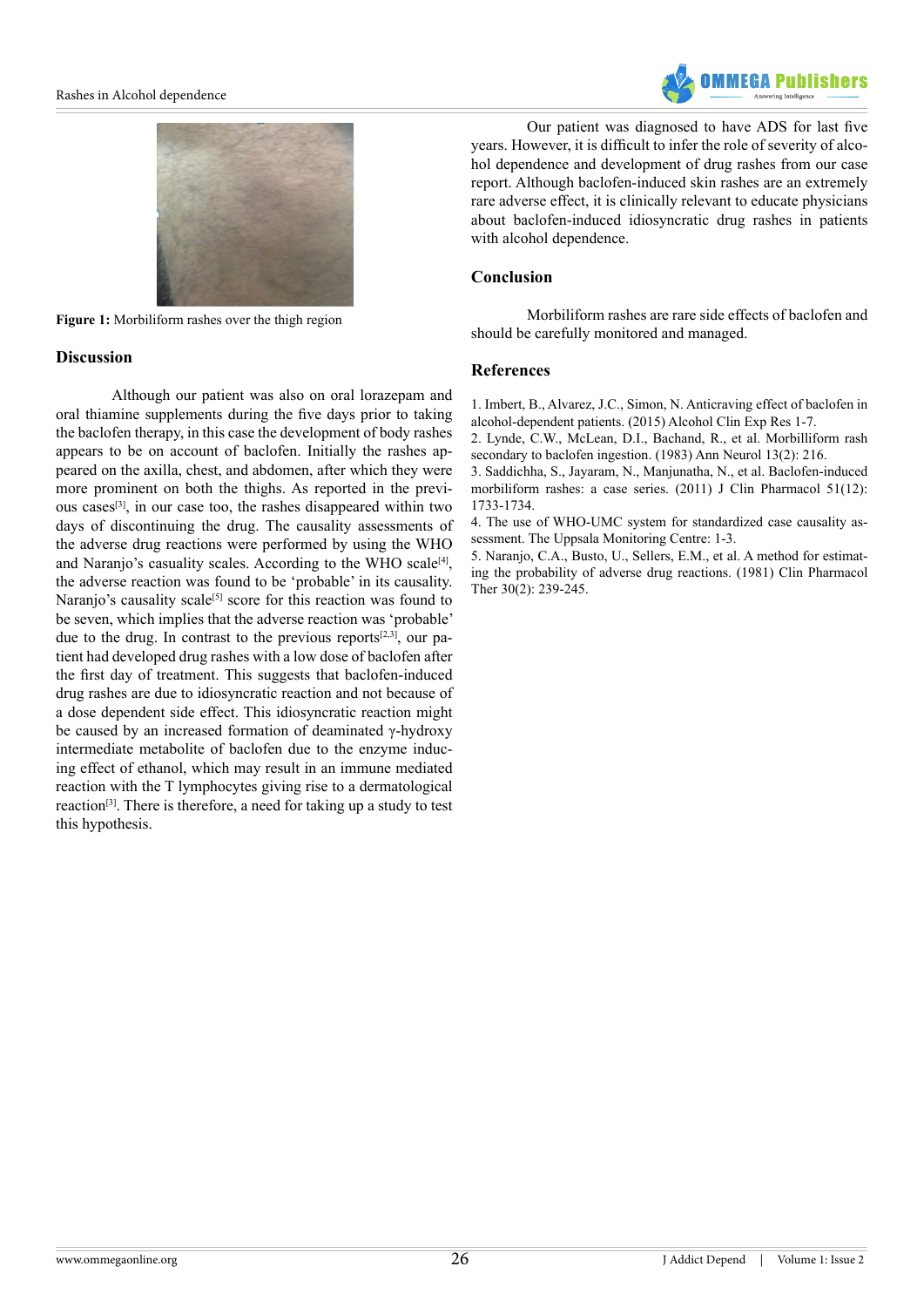Figure 1: Morbiliform rashes over the thigh region

## Discussion

Although our patient was also on oral lorazepam and oral thiamine supplements during the five days prior to taking the baclofen therapy, in this case the development of body rashes appears to be on account of baclofen. Initially the rashes appeared on the axilla, chest, and abdomen, after which they were more prominent on both the thighs. As reported in the previous cases[3], in our case too, the rashes disappeared within two days of discontinuing the drug. The causality assessments of the adverse drug reactions were performed by using the WHO and Naranjo's casuality scales. According to the WHO scale[4], the adverse reaction was found to be 'probable' in its causality. Naranjo's causality scale[5] score for this reaction was found to be seven, which implies that the adverse reaction was 'probable' due to the drug. In contrast to the previous reports[2,3], our patient had developed drug rashes with a low dose of baclofen after the first day of treatment. This suggests that baclofen-induced drug rashes are due to idiosyncratic reaction and not because of a dose dependent side effect. This idiosyncratic reaction might be caused by an increased formation of deaminated γ-hydroxy intermediate metabolite of baclofen due to the enzyme inducing effect of ethanol, which may result in an immune mediated reaction with the T lymphocytes giving rise to a dermatological reaction[3]. There is therefore, a need for taking up a study to test this hypothesis.

Our patient was diagnosed to have ADS for last five years. However, it is difficult to infer the role of severity of alcohol dependence and development of drug rashes from our case report. Although baclofen-induced skin rashes are an extremely rare adverse effect, it is clinically relevant to educate physicians about baclofen-induced idiosyncratic drug rashes in patients with alcohol dependence.

## Conclusion

Morbiliform rashes are rare side effects of baclofen and should be carefully monitored and managed.

## References

1. Imbert, B., Alvarez, J.C., Simon, N. Anticraving effect of baclofen in alcohol-dependent patients. (2015) Alcohol Clin Exp Res 1-7.
2. Lynde, C.W., McLean, D.I., Bachand, R., et al. Morbilliform rash secondary to baclofen ingestion. (1983) Ann Neurol 13(2): 216.
3. Saddichha, S., Jayaram, N., Manjunatha, N., et al. Baclofen-induced morbiliform rashes: a case series. (2011) J Clin Pharmacol 51(12): 1733-1734.
4. The use of WHO-UMC system for standardized case causality assessment. The Uppsala Monitoring Centre: 1-3.
5. Naranjo, C.A., Busto, U., Sellers, E.M., et al. A method for estimating the probability of adverse drug reactions. (1981) Clin Pharmacol Ther 30(2): 239-245.